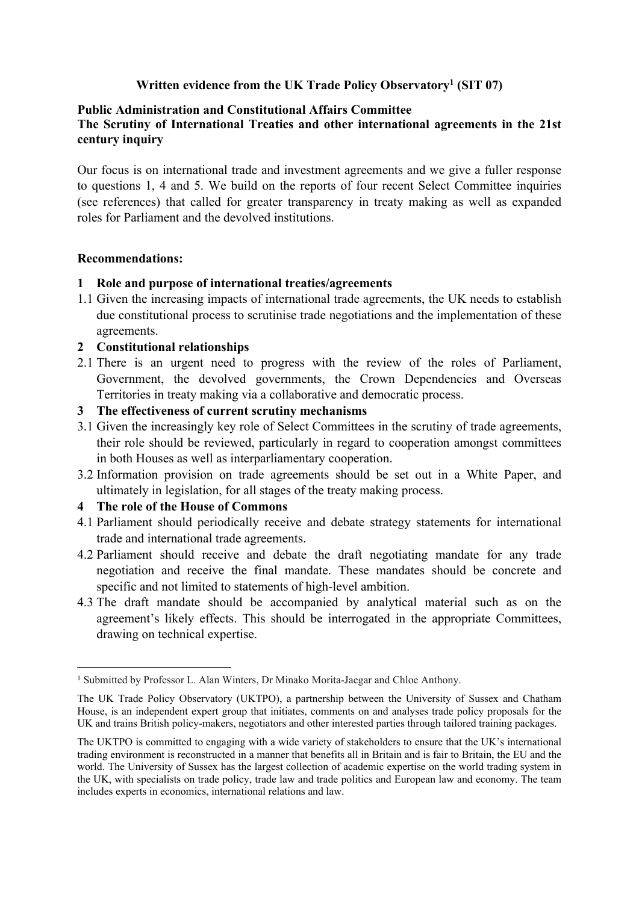**Written evidence from the UK Trade Policy Observatory[1] (SIT 07)**

**Public Administration and Constitutional Affairs Committee**
**The Scrutiny of International Treaties and other international agreements in the 21st century inquiry**

Our focus is on international trade and investment agreements and we give a fuller response to questions 1, 4 and 5. We build on the reports of four recent Select Committee inquiries (see references) that called for greater transparency in treaty making as well as expanded roles for Parliament and the devolved institutions.

**Recommendations:**

**1 Role and purpose of international treaties/agreements**

1.1 Given the increasing impacts of international trade agreements, the UK needs to establish due constitutional process to scrutinise trade negotiations and the implementation of these agreements.

**2 Constitutional relationships**

2.1 There is an urgent need to progress with the review of the roles of Parliament, Government, the devolved governments, the Crown Dependencies and Overseas Territories in treaty making via a collaborative and democratic process.

**3 The effectiveness of current scrutiny mechanisms**

3.1 Given the increasingly key role of Select Committees in the scrutiny of trade agreements, their role should be reviewed, particularly in regard to cooperation amongst committees in both Houses as well as interparliamentary cooperation.

3.2 Information provision on trade agreements should be set out in a White Paper, and ultimately in legislation, for all stages of the treaty making process.

**4 The role of the House of Commons**

4.1 Parliament should periodically receive and debate strategy statements for international trade and international trade agreements.

4.2 Parliament should receive and debate the draft negotiating mandate for any trade negotiation and receive the final mandate. These mandates should be concrete and specific and not limited to statements of high-level ambition.

4.3 The draft mandate should be accompanied by analytical material such as on the agreement's likely effects. This should be interrogated in the appropriate Committees, drawing on technical expertise.

---

[1] Submitted by Professor L. Alan Winters, Dr Minako Morita-Jaegar and Chloe Anthony.

The UK Trade Policy Observatory (UKTPO), a partnership between the University of Sussex and Chatham House, is an independent expert group that initiates, comments on and analyses trade policy proposals for the UK and trains British policy-makers, negotiators and other interested parties through tailored training packages.

The UKTPO is committed to engaging with a wide variety of stakeholders to ensure that the UK's international trading environment is reconstructed in a manner that benefits all in Britain and is fair to Britain, the EU and the world. The University of Sussex has the largest collection of academic expertise on the world trading system in the UK, with specialists on trade policy, trade law and trade politics and European law and economy. The team includes experts in economics, international relations and law.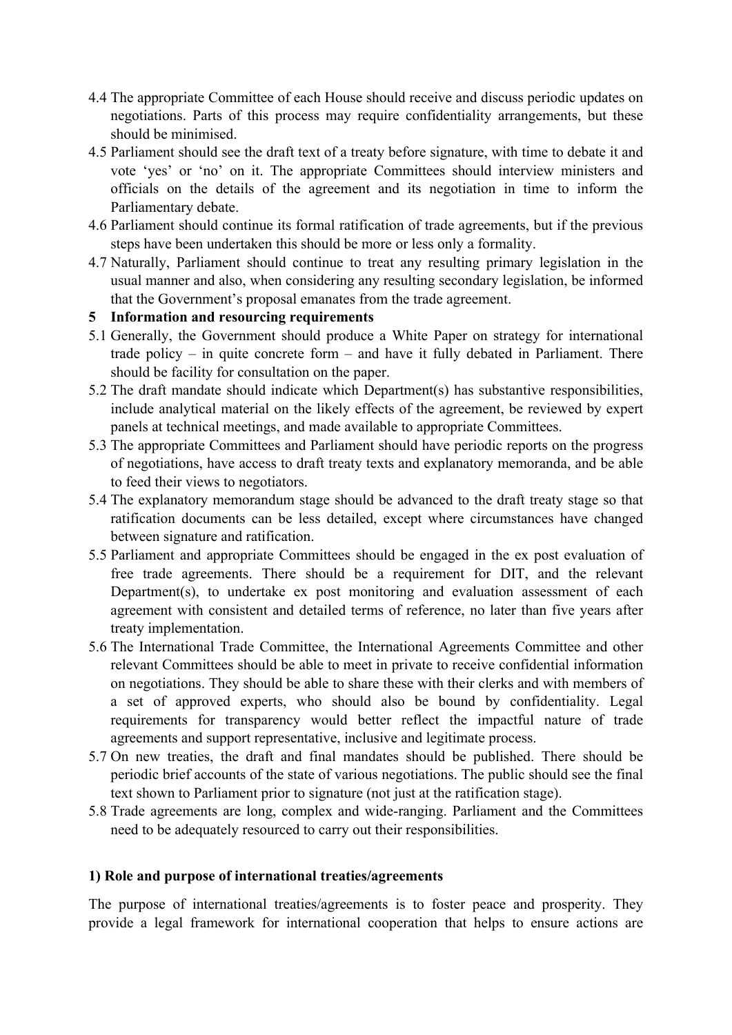4.4 The appropriate Committee of each House should receive and discuss periodic updates on negotiations. Parts of this process may require confidentiality arrangements, but these should be minimised.

4.5 Parliament should see the draft text of a treaty before signature, with time to debate it and vote 'yes' or 'no' on it. The appropriate Committees should interview ministers and officials on the details of the agreement and its negotiation in time to inform the Parliamentary debate.

4.6 Parliament should continue its formal ratification of trade agreements, but if the previous steps have been undertaken this should be more or less only a formality.

4.7 Naturally, Parliament should continue to treat any resulting primary legislation in the usual manner and also, when considering any resulting secondary legislation, be informed that the Government's proposal emanates from the trade agreement.

**5 Information and resourcing requirements**

5.1 Generally, the Government should produce a White Paper on strategy for international trade policy – in quite concrete form – and have it fully debated in Parliament. There should be facility for consultation on the paper.

5.2 The draft mandate should indicate which Department(s) has substantive responsibilities, include analytical material on the likely effects of the agreement, be reviewed by expert panels at technical meetings, and made available to appropriate Committees.

5.3 The appropriate Committees and Parliament should have periodic reports on the progress of negotiations, have access to draft treaty texts and explanatory memoranda, and be able to feed their views to negotiators.

5.4 The explanatory memorandum stage should be advanced to the draft treaty stage so that ratification documents can be less detailed, except where circumstances have changed between signature and ratification.

5.5 Parliament and appropriate Committees should be engaged in the ex post evaluation of free trade agreements. There should be a requirement for DIT, and the relevant Department(s), to undertake ex post monitoring and evaluation assessment of each agreement with consistent and detailed terms of reference, no later than five years after treaty implementation.

5.6 The International Trade Committee, the International Agreements Committee and other relevant Committees should be able to meet in private to receive confidential information on negotiations. They should be able to share these with their clerks and with members of a set of approved experts, who should also be bound by confidentiality. Legal requirements for transparency would better reflect the impactful nature of trade agreements and support representative, inclusive and legitimate process.

5.7 On new treaties, the draft and final mandates should be published. There should be periodic brief accounts of the state of various negotiations. The public should see the final text shown to Parliament prior to signature (not just at the ratification stage).

5.8 Trade agreements are long, complex and wide-ranging. Parliament and the Committees need to be adequately resourced to carry out their responsibilities.

**1) Role and purpose of international treaties/agreements**

The purpose of international treaties/agreements is to foster peace and prosperity. They provide a legal framework for international cooperation that helps to ensure actions are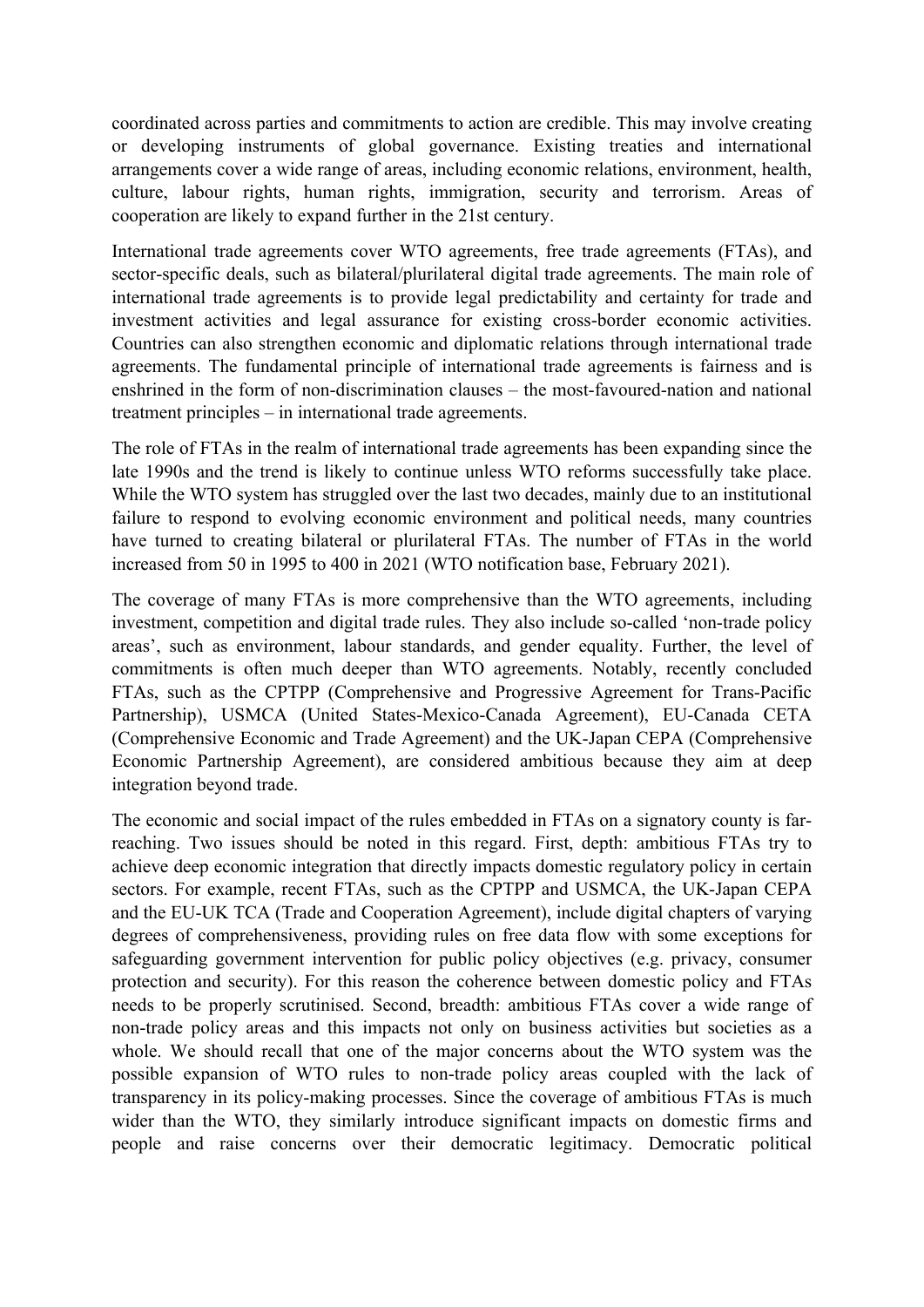coordinated across parties and commitments to action are credible. This may involve creating or developing instruments of global governance. Existing treaties and international arrangements cover a wide range of areas, including economic relations, environment, health, culture, labour rights, human rights, immigration, security and terrorism. Areas of cooperation are likely to expand further in the 21st century.

International trade agreements cover WTO agreements, free trade agreements (FTAs), and sector-specific deals, such as bilateral/plurilateral digital trade agreements. The main role of international trade agreements is to provide legal predictability and certainty for trade and investment activities and legal assurance for existing cross-border economic activities. Countries can also strengthen economic and diplomatic relations through international trade agreements. The fundamental principle of international trade agreements is fairness and is enshrined in the form of non-discrimination clauses – the most-favoured-nation and national treatment principles – in international trade agreements.

The role of FTAs in the realm of international trade agreements has been expanding since the late 1990s and the trend is likely to continue unless WTO reforms successfully take place. While the WTO system has struggled over the last two decades, mainly due to an institutional failure to respond to evolving economic environment and political needs, many countries have turned to creating bilateral or plurilateral FTAs. The number of FTAs in the world increased from 50 in 1995 to 400 in 2021 (WTO notification base, February 2021).

The coverage of many FTAs is more comprehensive than the WTO agreements, including investment, competition and digital trade rules. They also include so-called 'non-trade policy areas', such as environment, labour standards, and gender equality. Further, the level of commitments is often much deeper than WTO agreements. Notably, recently concluded FTAs, such as the CPTPP (Comprehensive and Progressive Agreement for Trans-Pacific Partnership), USMCA (United States-Mexico-Canada Agreement), EU-Canada CETA (Comprehensive Economic and Trade Agreement) and the UK-Japan CEPA (Comprehensive Economic Partnership Agreement), are considered ambitious because they aim at deep integration beyond trade.

The economic and social impact of the rules embedded in FTAs on a signatory county is far-reaching. Two issues should be noted in this regard. First, depth: ambitious FTAs try to achieve deep economic integration that directly impacts domestic regulatory policy in certain sectors. For example, recent FTAs, such as the CPTPP and USMCA, the UK-Japan CEPA and the EU-UK TCA (Trade and Cooperation Agreement), include digital chapters of varying degrees of comprehensiveness, providing rules on free data flow with some exceptions for safeguarding government intervention for public policy objectives (e.g. privacy, consumer protection and security). For this reason the coherence between domestic policy and FTAs needs to be properly scrutinised. Second, breadth: ambitious FTAs cover a wide range of non-trade policy areas and this impacts not only on business activities but societies as a whole. We should recall that one of the major concerns about the WTO system was the possible expansion of WTO rules to non-trade policy areas coupled with the lack of transparency in its policy-making processes. Since the coverage of ambitious FTAs is much wider than the WTO, they similarly introduce significant impacts on domestic firms and people and raise concerns over their democratic legitimacy. Democratic political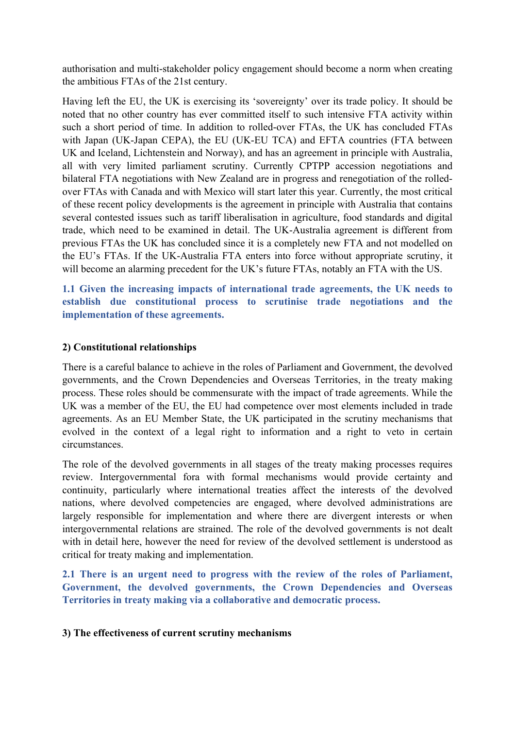authorisation and multi-stakeholder policy engagement should become a norm when creating the ambitious FTAs of the 21st century.

Having left the EU, the UK is exercising its 'sovereignty' over its trade policy. It should be noted that no other country has ever committed itself to such intensive FTA activity within such a short period of time. In addition to rolled-over FTAs, the UK has concluded FTAs with Japan (UK-Japan CEPA), the EU (UK-EU TCA) and EFTA countries (FTA between UK and Iceland, Lichtenstein and Norway), and has an agreement in principle with Australia, all with very limited parliament scrutiny. Currently CPTPP accession negotiations and bilateral FTA negotiations with New Zealand are in progress and renegotiation of the rolled-over FTAs with Canada and with Mexico will start later this year. Currently, the most critical of these recent policy developments is the agreement in principle with Australia that contains several contested issues such as tariff liberalisation in agriculture, food standards and digital trade, which need to be examined in detail. The UK-Australia agreement is different from previous FTAs the UK has concluded since it is a completely new FTA and not modelled on the EU's FTAs. If the UK-Australia FTA enters into force without appropriate scrutiny, it will become an alarming precedent for the UK's future FTAs, notably an FTA with the US.

**1.1 Given the increasing impacts of international trade agreements, the UK needs to establish due constitutional process to scrutinise trade negotiations and the implementation of these agreements.**

### 2) Constitutional relationships

There is a careful balance to achieve in the roles of Parliament and Government, the devolved governments, and the Crown Dependencies and Overseas Territories, in the treaty making process. These roles should be commensurate with the impact of trade agreements. While the UK was a member of the EU, the EU had competence over most elements included in trade agreements. As an EU Member State, the UK participated in the scrutiny mechanisms that evolved in the context of a legal right to information and a right to veto in certain circumstances.

The role of the devolved governments in all stages of the treaty making processes requires review. Intergovernmental fora with formal mechanisms would provide certainty and continuity, particularly where international treaties affect the interests of the devolved nations, where devolved competencies are engaged, where devolved administrations are largely responsible for implementation and where there are divergent interests or when intergovernmental relations are strained. The role of the devolved governments is not dealt with in detail here, however the need for review of the devolved settlement is understood as critical for treaty making and implementation.

**2.1 There is an urgent need to progress with the review of the roles of Parliament, Government, the devolved governments, the Crown Dependencies and Overseas Territories in treaty making via a collaborative and democratic process.**

### 3) The effectiveness of current scrutiny mechanisms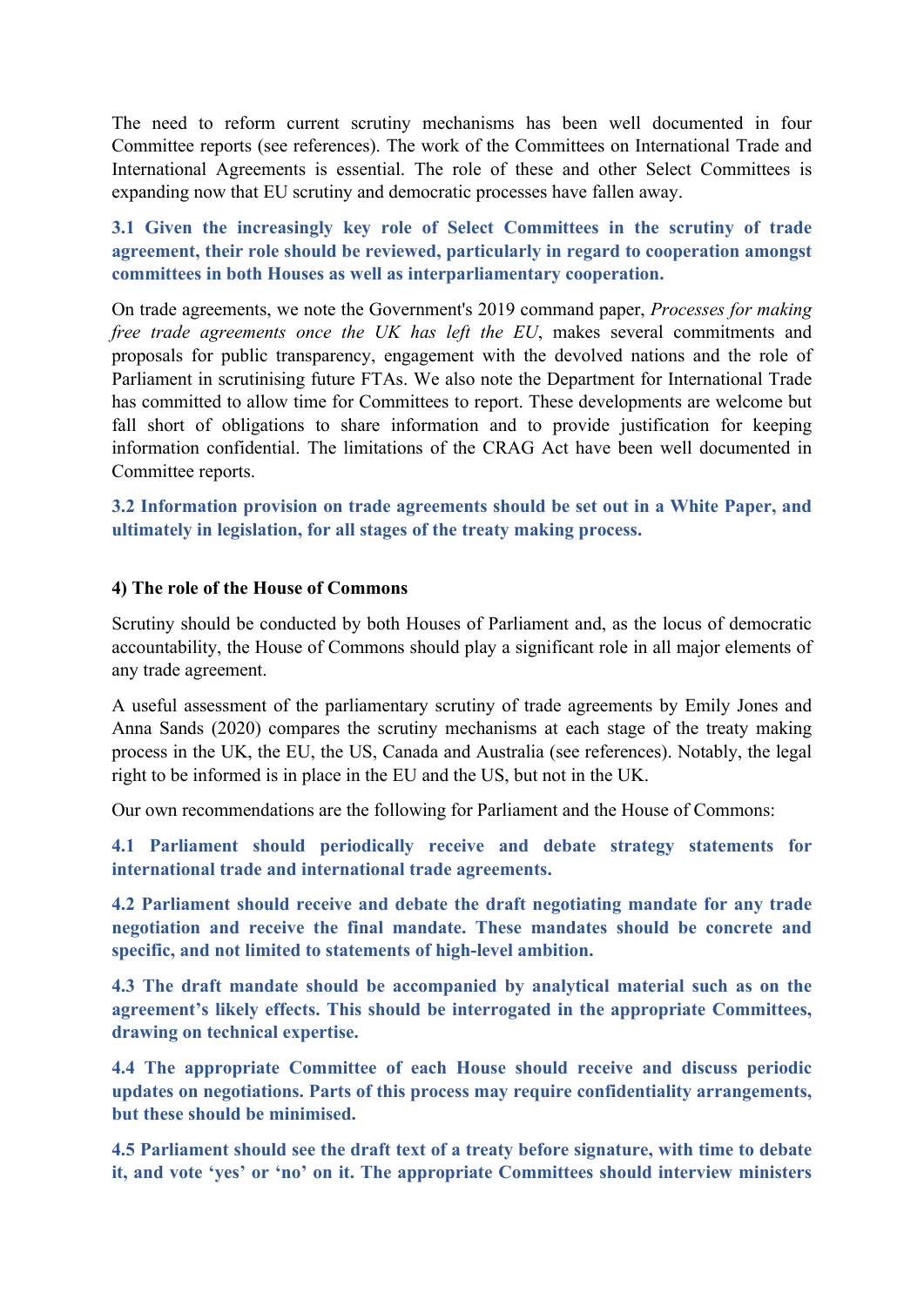The need to reform current scrutiny mechanisms has been well documented in four Committee reports (see references). The work of the Committees on International Trade and International Agreements is essential. The role of these and other Select Committees is expanding now that EU scrutiny and democratic processes have fallen away.

**3.1 Given the increasingly key role of Select Committees in the scrutiny of trade agreement, their role should be reviewed, particularly in regard to cooperation amongst committees in both Houses as well as interparliamentary cooperation.**

On trade agreements, we note the Government's 2019 command paper, *Processes for making free trade agreements once the UK has left the EU*, makes several commitments and proposals for public transparency, engagement with the devolved nations and the role of Parliament in scrutinising future FTAs. We also note the Department for International Trade has committed to allow time for Committees to report. These developments are welcome but fall short of obligations to share information and to provide justification for keeping information confidential. The limitations of the CRAG Act have been well documented in Committee reports.

**3.2 Information provision on trade agreements should be set out in a White Paper, and ultimately in legislation, for all stages of the treaty making process.**

**4) The role of the House of Commons**

Scrutiny should be conducted by both Houses of Parliament and, as the locus of democratic accountability, the House of Commons should play a significant role in all major elements of any trade agreement.

A useful assessment of the parliamentary scrutiny of trade agreements by Emily Jones and Anna Sands (2020) compares the scrutiny mechanisms at each stage of the treaty making process in the UK, the EU, the US, Canada and Australia (see references). Notably, the legal right to be informed is in place in the EU and the US, but not in the UK.

Our own recommendations are the following for Parliament and the House of Commons:

**4.1 Parliament should periodically receive and debate strategy statements for international trade and international trade agreements.**

**4.2 Parliament should receive and debate the draft negotiating mandate for any trade negotiation and receive the final mandate. These mandates should be concrete and specific, and not limited to statements of high-level ambition.**

**4.3 The draft mandate should be accompanied by analytical material such as on the agreement's likely effects. This should be interrogated in the appropriate Committees, drawing on technical expertise.**

**4.4 The appropriate Committee of each House should receive and discuss periodic updates on negotiations. Parts of this process may require confidentiality arrangements, but these should be minimised.**

**4.5 Parliament should see the draft text of a treaty before signature, with time to debate it, and vote 'yes' or 'no' on it. The appropriate Committees should interview ministers**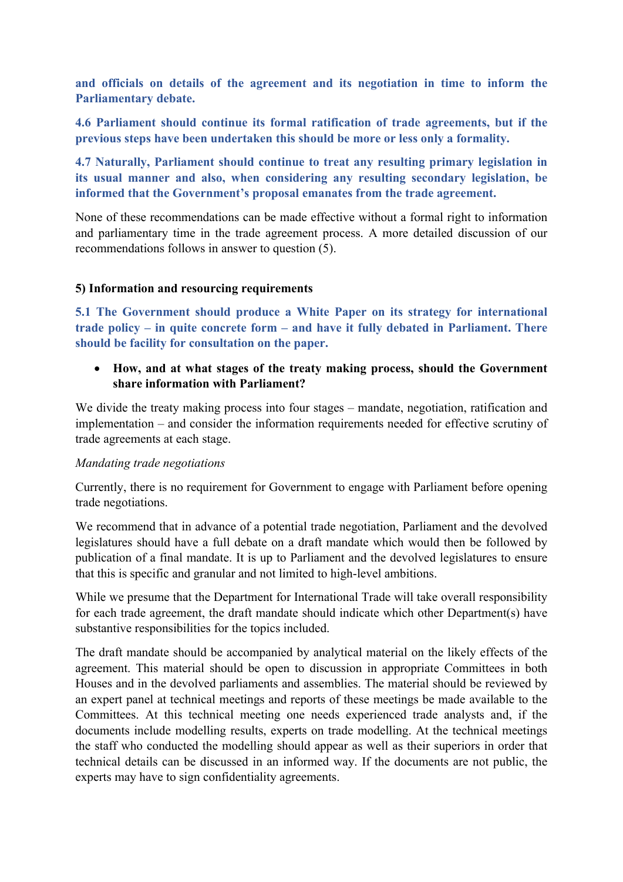**and officials on details of the agreement and its negotiation in time to inform the Parliamentary debate.**

**4.6 Parliament should continue its formal ratification of trade agreements, but if the previous steps have been undertaken this should be more or less only a formality.**

**4.7 Naturally, Parliament should continue to treat any resulting primary legislation in its usual manner and also, when considering any resulting secondary legislation, be informed that the Government's proposal emanates from the trade agreement.**

None of these recommendations can be made effective without a formal right to information and parliamentary time in the trade agreement process. A more detailed discussion of our recommendations follows in answer to question (5).

**5) Information and resourcing requirements**

**5.1 The Government should produce a White Paper on its strategy for international trade policy – in quite concrete form – and have it fully debated in Parliament. There should be facility for consultation on the paper.**

- **How, and at what stages of the treaty making process, should the Government share information with Parliament?**

We divide the treaty making process into four stages – mandate, negotiation, ratification and implementation – and consider the information requirements needed for effective scrutiny of trade agreements at each stage.

*Mandating trade negotiations*

Currently, there is no requirement for Government to engage with Parliament before opening trade negotiations.

We recommend that in advance of a potential trade negotiation, Parliament and the devolved legislatures should have a full debate on a draft mandate which would then be followed by publication of a final mandate. It is up to Parliament and the devolved legislatures to ensure that this is specific and granular and not limited to high-level ambitions.

While we presume that the Department for International Trade will take overall responsibility for each trade agreement, the draft mandate should indicate which other Department(s) have substantive responsibilities for the topics included.

The draft mandate should be accompanied by analytical material on the likely effects of the agreement. This material should be open to discussion in appropriate Committees in both Houses and in the devolved parliaments and assemblies. The material should be reviewed by an expert panel at technical meetings and reports of these meetings be made available to the Committees. At this technical meeting one needs experienced trade analysts and, if the documents include modelling results, experts on trade modelling. At the technical meetings the staff who conducted the modelling should appear as well as their superiors in order that technical details can be discussed in an informed way. If the documents are not public, the experts may have to sign confidentiality agreements.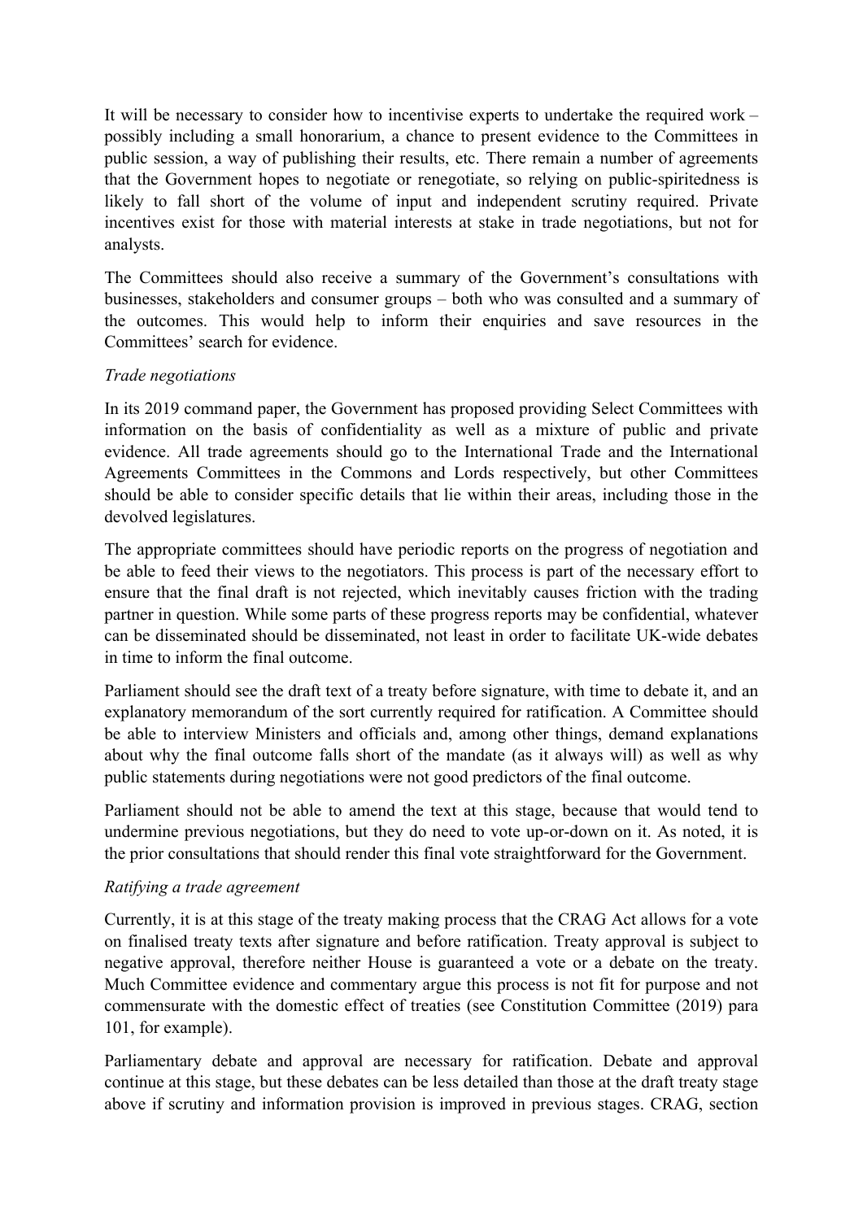It will be necessary to consider how to incentivise experts to undertake the required work – possibly including a small honorarium, a chance to present evidence to the Committees in public session, a way of publishing their results, etc. There remain a number of agreements that the Government hopes to negotiate or renegotiate, so relying on public-spiritedness is likely to fall short of the volume of input and independent scrutiny required. Private incentives exist for those with material interests at stake in trade negotiations, but not for analysts.

The Committees should also receive a summary of the Government's consultations with businesses, stakeholders and consumer groups – both who was consulted and a summary of the outcomes. This would help to inform their enquiries and save resources in the Committees' search for evidence.

*Trade negotiations*

In its 2019 command paper, the Government has proposed providing Select Committees with information on the basis of confidentiality as well as a mixture of public and private evidence. All trade agreements should go to the International Trade and the International Agreements Committees in the Commons and Lords respectively, but other Committees should be able to consider specific details that lie within their areas, including those in the devolved legislatures.

The appropriate committees should have periodic reports on the progress of negotiation and be able to feed their views to the negotiators. This process is part of the necessary effort to ensure that the final draft is not rejected, which inevitably causes friction with the trading partner in question. While some parts of these progress reports may be confidential, whatever can be disseminated should be disseminated, not least in order to facilitate UK-wide debates in time to inform the final outcome.

Parliament should see the draft text of a treaty before signature, with time to debate it, and an explanatory memorandum of the sort currently required for ratification. A Committee should be able to interview Ministers and officials and, among other things, demand explanations about why the final outcome falls short of the mandate (as it always will) as well as why public statements during negotiations were not good predictors of the final outcome.

Parliament should not be able to amend the text at this stage, because that would tend to undermine previous negotiations, but they do need to vote up-or-down on it. As noted, it is the prior consultations that should render this final vote straightforward for the Government.

*Ratifying a trade agreement*

Currently, it is at this stage of the treaty making process that the CRAG Act allows for a vote on finalised treaty texts after signature and before ratification. Treaty approval is subject to negative approval, therefore neither House is guaranteed a vote or a debate on the treaty. Much Committee evidence and commentary argue this process is not fit for purpose and not commensurate with the domestic effect of treaties (see Constitution Committee (2019) para 101, for example).

Parliamentary debate and approval are necessary for ratification. Debate and approval continue at this stage, but these debates can be less detailed than those at the draft treaty stage above if scrutiny and information provision is improved in previous stages. CRAG, section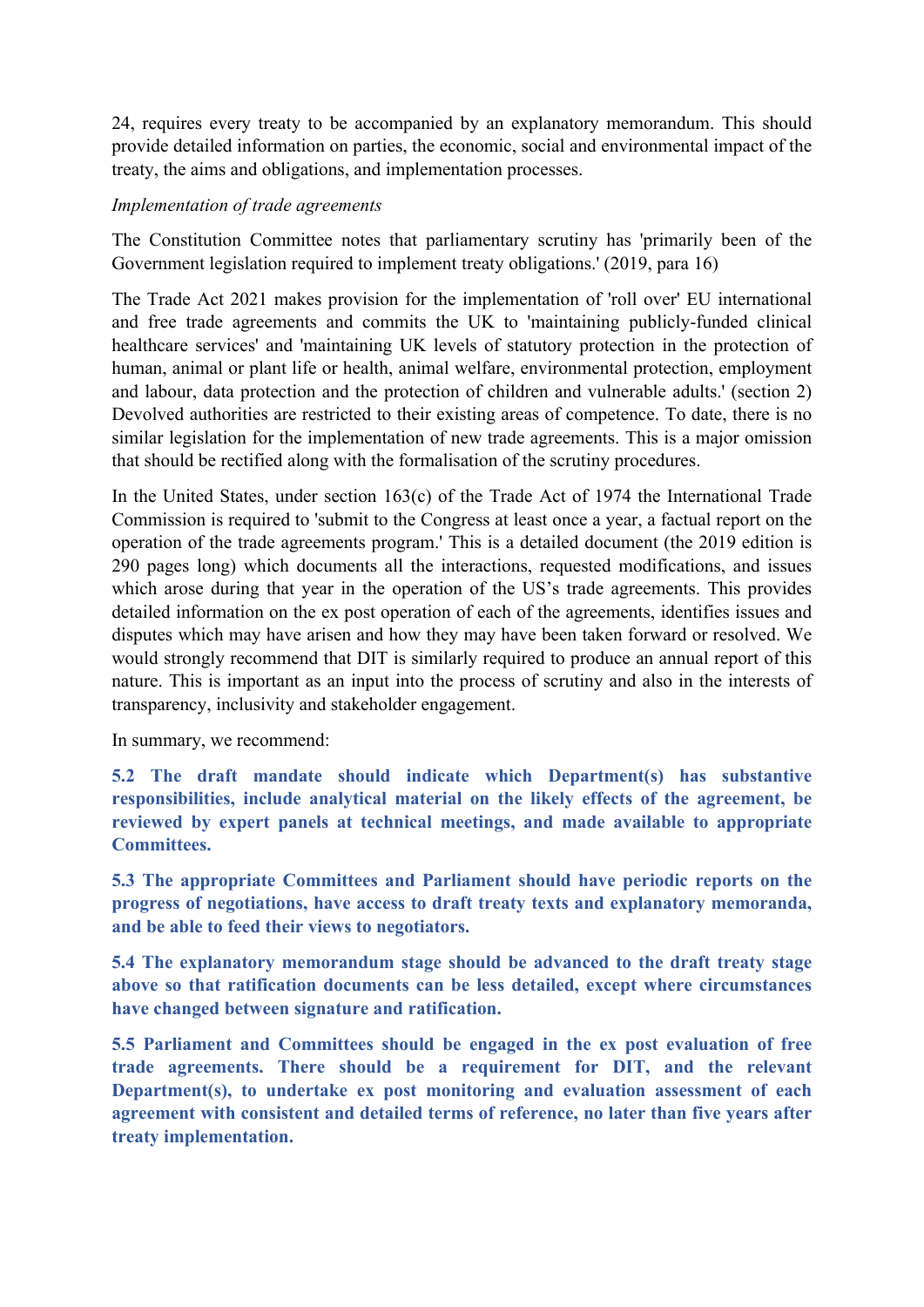24, requires every treaty to be accompanied by an explanatory memorandum. This should provide detailed information on parties, the economic, social and environmental impact of the treaty, the aims and obligations, and implementation processes.

*Implementation of trade agreements*

The Constitution Committee notes that parliamentary scrutiny has 'primarily been of the Government legislation required to implement treaty obligations.' (2019, para 16)

The Trade Act 2021 makes provision for the implementation of 'roll over' EU international and free trade agreements and commits the UK to 'maintaining publicly-funded clinical healthcare services' and 'maintaining UK levels of statutory protection in the protection of human, animal or plant life or health, animal welfare, environmental protection, employment and labour, data protection and the protection of children and vulnerable adults.' (section 2) Devolved authorities are restricted to their existing areas of competence. To date, there is no similar legislation for the implementation of new trade agreements. This is a major omission that should be rectified along with the formalisation of the scrutiny procedures.

In the United States, under section 163(c) of the Trade Act of 1974 the International Trade Commission is required to 'submit to the Congress at least once a year, a factual report on the operation of the trade agreements program.' This is a detailed document (the 2019 edition is 290 pages long) which documents all the interactions, requested modifications, and issues which arose during that year in the operation of the US's trade agreements. This provides detailed information on the ex post operation of each of the agreements, identifies issues and disputes which may have arisen and how they may have been taken forward or resolved. We would strongly recommend that DIT is similarly required to produce an annual report of this nature. This is important as an input into the process of scrutiny and also in the interests of transparency, inclusivity and stakeholder engagement.

In summary, we recommend:

**5.2 The draft mandate should indicate which Department(s) has substantive responsibilities, include analytical material on the likely effects of the agreement, be reviewed by expert panels at technical meetings, and made available to appropriate Committees.**

**5.3 The appropriate Committees and Parliament should have periodic reports on the progress of negotiations, have access to draft treaty texts and explanatory memoranda, and be able to feed their views to negotiators.**

**5.4 The explanatory memorandum stage should be advanced to the draft treaty stage above so that ratification documents can be less detailed, except where circumstances have changed between signature and ratification.**

**5.5 Parliament and Committees should be engaged in the ex post evaluation of free trade agreements. There should be a requirement for DIT, and the relevant Department(s), to undertake ex post monitoring and evaluation assessment of each agreement with consistent and detailed terms of reference, no later than five years after treaty implementation.**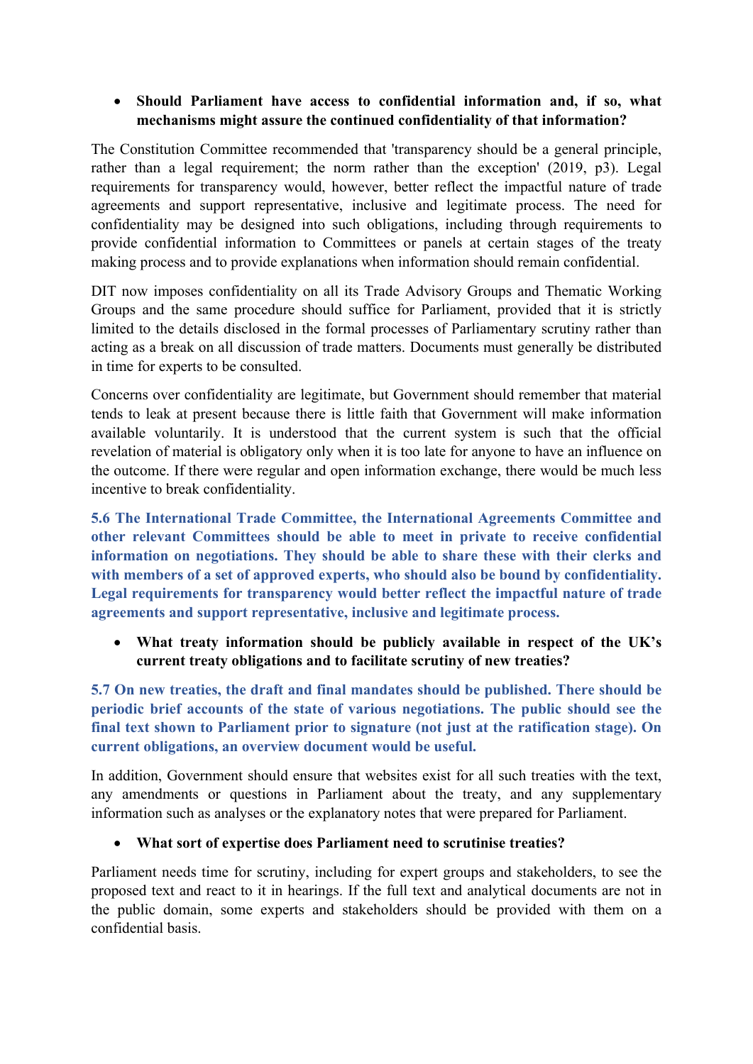- **Should Parliament have access to confidential information and, if so, what mechanisms might assure the continued confidentiality of that information?**

The Constitution Committee recommended that 'transparency should be a general principle, rather than a legal requirement; the norm rather than the exception' (2019, p3). Legal requirements for transparency would, however, better reflect the impactful nature of trade agreements and support representative, inclusive and legitimate process. The need for confidentiality may be designed into such obligations, including through requirements to provide confidential information to Committees or panels at certain stages of the treaty making process and to provide explanations when information should remain confidential.

DIT now imposes confidentiality on all its Trade Advisory Groups and Thematic Working Groups and the same procedure should suffice for Parliament, provided that it is strictly limited to the details disclosed in the formal processes of Parliamentary scrutiny rather than acting as a break on all discussion of trade matters. Documents must generally be distributed in time for experts to be consulted.

Concerns over confidentiality are legitimate, but Government should remember that material tends to leak at present because there is little faith that Government will make information available voluntarily. It is understood that the current system is such that the official revelation of material is obligatory only when it is too late for anyone to have an influence on the outcome. If there were regular and open information exchange, there would be much less incentive to break confidentiality.

**5.6 The International Trade Committee, the International Agreements Committee and other relevant Committees should be able to meet in private to receive confidential information on negotiations. They should be able to share these with their clerks and with members of a set of approved experts, who should also be bound by confidentiality. Legal requirements for transparency would better reflect the impactful nature of trade agreements and support representative, inclusive and legitimate process.**

- **What treaty information should be publicly available in respect of the UK's current treaty obligations and to facilitate scrutiny of new treaties?**

**5.7 On new treaties, the draft and final mandates should be published. There should be periodic brief accounts of the state of various negotiations. The public should see the final text shown to Parliament prior to signature (not just at the ratification stage). On current obligations, an overview document would be useful.**

In addition, Government should ensure that websites exist for all such treaties with the text, any amendments or questions in Parliament about the treaty, and any supplementary information such as analyses or the explanatory notes that were prepared for Parliament.

- **What sort of expertise does Parliament need to scrutinise treaties?**

Parliament needs time for scrutiny, including for expert groups and stakeholders, to see the proposed text and react to it in hearings. If the full text and analytical documents are not in the public domain, some experts and stakeholders should be provided with them on a confidential basis.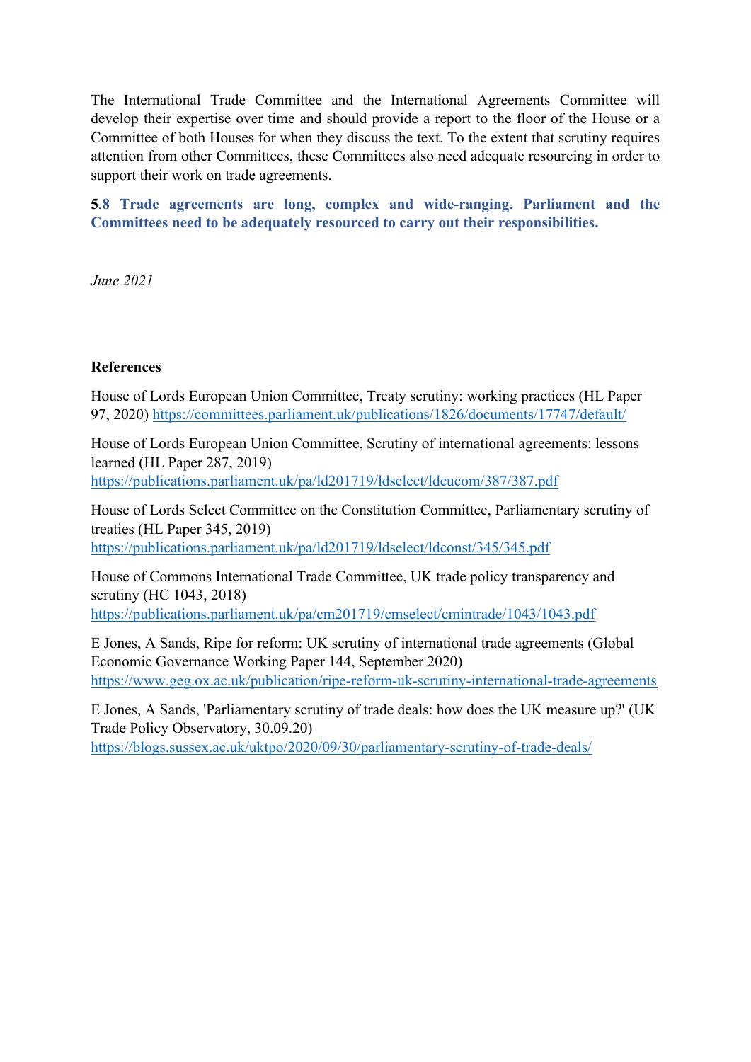The International Trade Committee and the International Agreements Committee will develop their expertise over time and should provide a report to the floor of the House or a Committee of both Houses for when they discuss the text. To the extent that scrutiny requires attention from other Committees, these Committees also need adequate resourcing in order to support their work on trade agreements.

**5.8 Trade agreements are long, complex and wide-ranging. Parliament and the Committees need to be adequately resourced to carry out their responsibilities.**

*June 2021*

**References**

House of Lords European Union Committee, Treaty scrutiny: working practices (HL Paper 97, 2020) https://committees.parliament.uk/publications/1826/documents/17747/default/

House of Lords European Union Committee, Scrutiny of international agreements: lessons learned (HL Paper 287, 2019) https://publications.parliament.uk/pa/ld201719/ldselect/ldeucom/387/387.pdf

House of Lords Select Committee on the Constitution Committee, Parliamentary scrutiny of treaties (HL Paper 345, 2019) https://publications.parliament.uk/pa/ld201719/ldselect/ldconst/345/345.pdf

House of Commons International Trade Committee, UK trade policy transparency and scrutiny (HC 1043, 2018) https://publications.parliament.uk/pa/cm201719/cmselect/cmintrade/1043/1043.pdf

E Jones, A Sands, Ripe for reform: UK scrutiny of international trade agreements (Global Economic Governance Working Paper 144, September 2020) https://www.geg.ox.ac.uk/publication/ripe-reform-uk-scrutiny-international-trade-agreements

E Jones, A Sands, 'Parliamentary scrutiny of trade deals: how does the UK measure up?' (UK Trade Policy Observatory, 30.09.20) https://blogs.sussex.ac.uk/uktpo/2020/09/30/parliamentary-scrutiny-of-trade-deals/